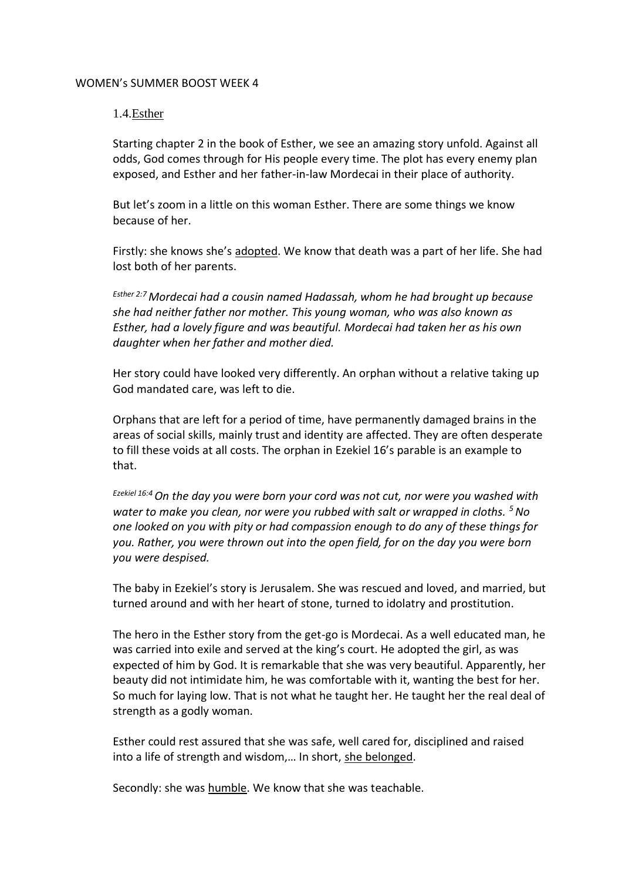WOMEN's SUMMER BOOST WEEK 4

## 1.4.Esther

Starting chapter 2 in the book of Esther, we see an amazing story unfold. Against all odds, God comes through for His people every time. The plot has every enemy plan exposed, and Esther and her father-in-law Mordecai in their place of authority.

But let's zoom in a little on this woman Esther. There are some things we know because of her.

Firstly: she knows she's <u>adopted</u>. We know that death was a part of her life. She had lost both of her parents.

*Esther 2:7 Mordecai had a cousin named Hadassah, whom he had brought up because she had neither father nor mother. This young woman, who was also known as Esther, had a lovely figure and was beautiful. Mordecai had taken her as his own daughter when her father and mother died.*

Her story could have looked very differently. An orphan without a relative taking up God mandated care, was left to die.

Orphans that are left for a period of time, have permanently damaged brains in the areas of social skills, mainly trust and identity are affected. They are often desperate to fill these voids at all costs. The orphan in Ezekiel 16's parable is an example to that.

*Ezekiel 16:4 On the day you were born your cord was not cut, nor were you washed with water to make you clean, nor were you rubbed with salt or wrapped in cloths. 5 No one looked on you with pity or had compassion enough to do any of these things for you. Rather, you were thrown out into the open field, for on the day you were born you were despised.*

The baby in Ezekiel's story is Jerusalem. She was rescued and loved, and married, but turned around and with her heart of stone, turned to idolatry and prostitution.

The hero in the Esther story from the get-go is Mordecai. As a well educated man, he was carried into exile and served at the king's court. He adopted the girl, as was expected of him by God. It is remarkable that she was very beautiful. Apparently, her beauty did not intimidate him, he was comfortable with it, wanting the best for her. So much for laying low. That is not what he taught her. He taught her the real deal of strength as a godly woman.

Esther could rest assured that she was safe, well cared for, disciplined and raised into a life of strength and wisdom,… In short, <u>she belonged</u>.

Secondly: she was <u>humble</u>. We know that she was teachable.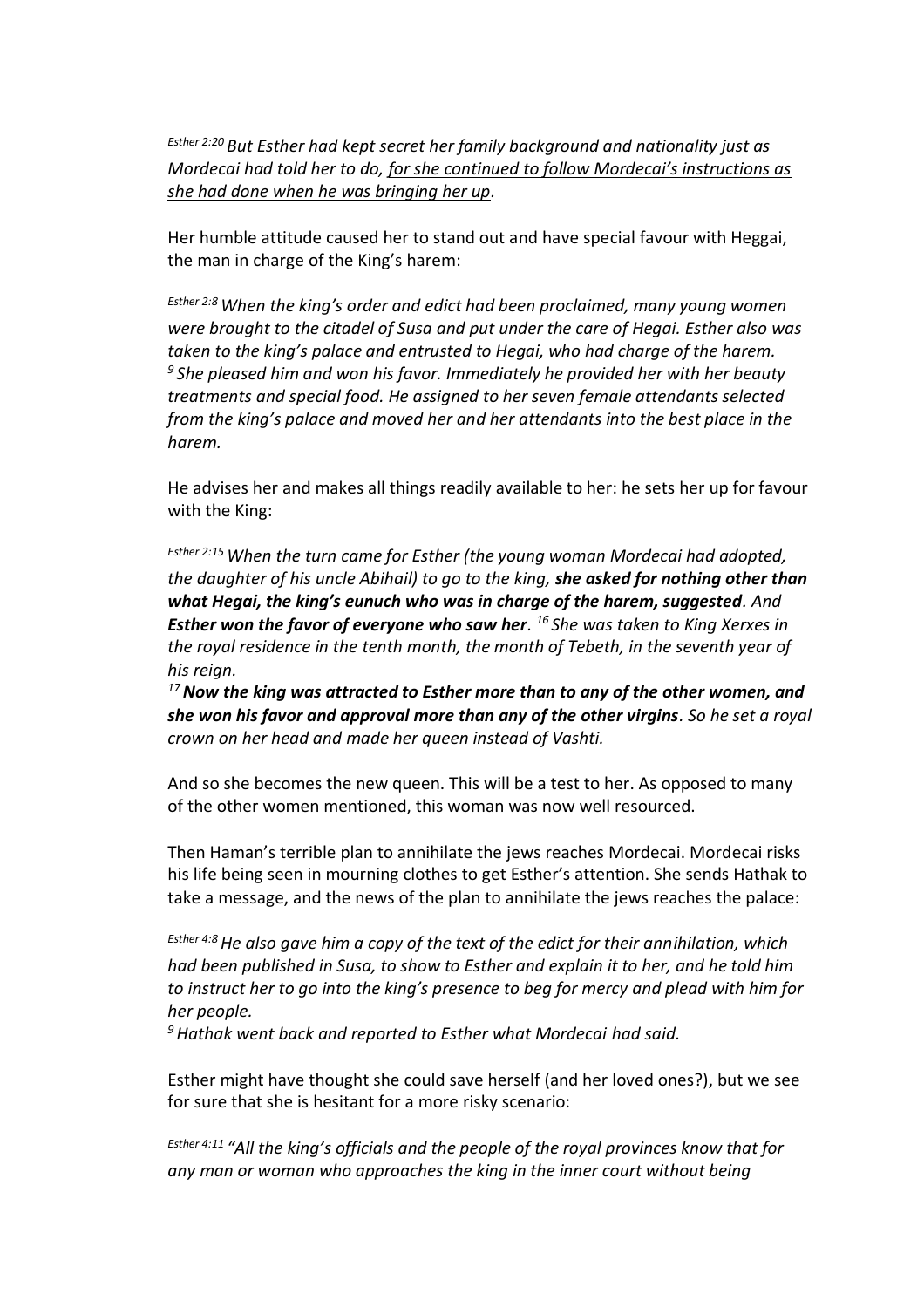*Esther 2:20 But Esther had kept secret her family background and nationality just as Mordecai had told her to do, <u>for she continued to follow Mordecai's instructions as she had done when he was bringing her up</u>.*

Her humble attitude caused her to stand out and have special favour with Heggai, the man in charge of the King's harem:

*Esther 2:8 When the king's order and edict had been proclaimed, many young women were brought to the citadel of Susa and put under the care of Hegai. Esther also was taken to the king's palace and entrusted to Hegai, who had charge of the harem. 9 She pleased him and won his favor. Immediately he provided her with her beauty treatments and special food. He assigned to her seven female attendants selected from the king's palace and moved her and her attendants into the best place in the harem.*

He advises her and makes all things readily available to her: he sets her up for favour with the King:

*Esther 2:15 When the turn came for Esther (the young woman Mordecai had adopted, the daughter of his uncle Abihail) to go to the king, **she asked for nothing other than what Hegai, the king's eunuch who was in charge of the harem, suggested**. And **Esther won the favor of everyone who saw her**. 16 She was taken to King Xerxes in the royal residence in the tenth month, the month of Tebeth, in the seventh year of his reign.*
*17 **Now the king was attracted to Esther more than to any of the other women, and she won his favor and approval more than any of the other virgins**. So he set a royal crown on her head and made her queen instead of Vashti.*

And so she becomes the new queen. This will be a test to her. As opposed to many of the other women mentioned, this woman was now well resourced.

Then Haman's terrible plan to annihilate the jews reaches Mordecai. Mordecai risks his life being seen in mourning clothes to get Esther's attention. She sends Hathak to take a message, and the news of the plan to annihilate the jews reaches the palace:

*Esther 4:8 He also gave him a copy of the text of the edict for their annihilation, which had been published in Susa, to show to Esther and explain it to her, and he told him to instruct her to go into the king's presence to beg for mercy and plead with him for her people.*
*9 Hathak went back and reported to Esther what Mordecai had said.*

Esther might have thought she could save herself (and her loved ones?), but we see for sure that she is hesitant for a more risky scenario:

*Esther 4:11 "All the king's officials and the people of the royal provinces know that for any man or woman who approaches the king in the inner court without being*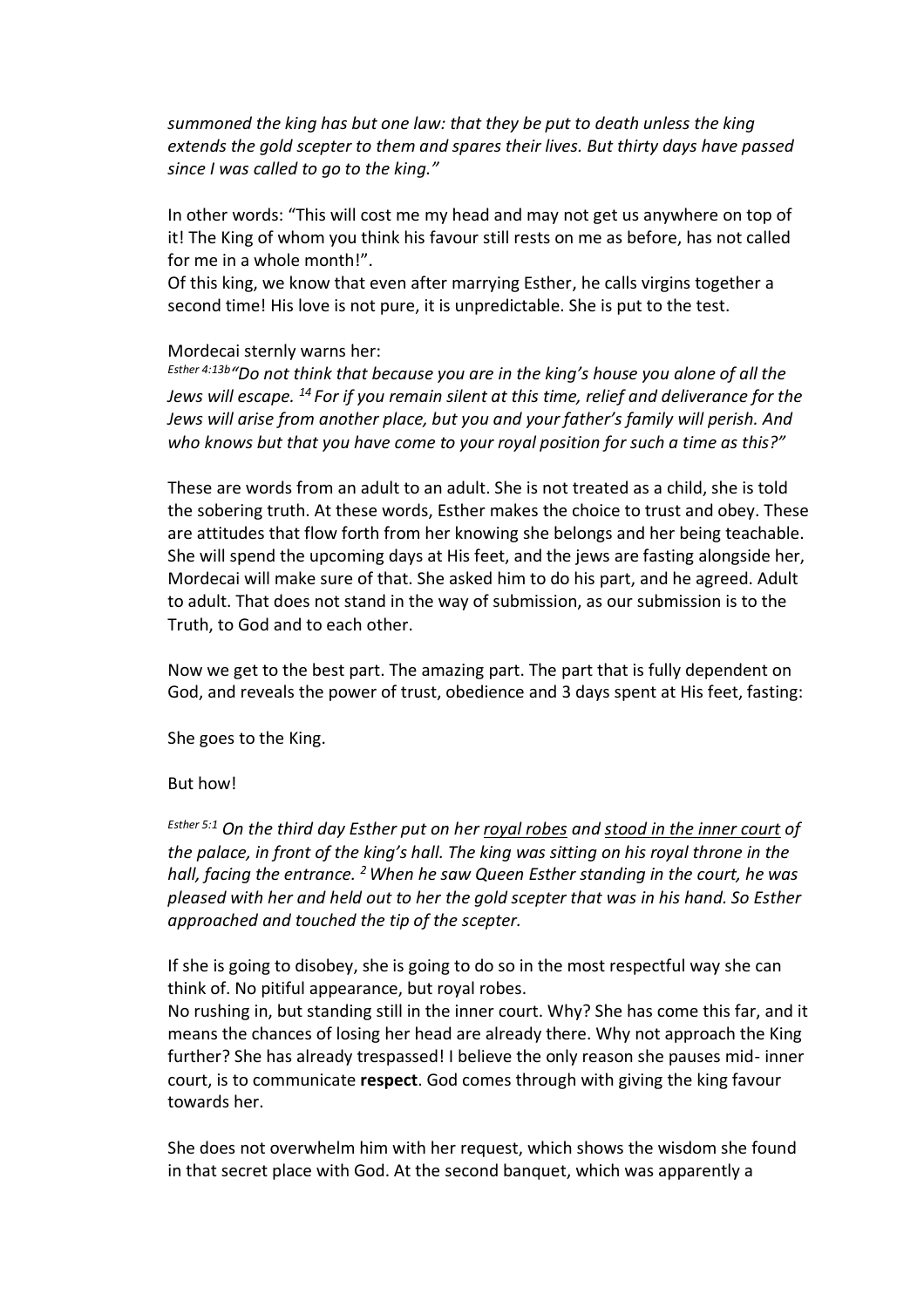*summoned the king has but one law: that they be put to death unless the king extends the gold scepter to them and spares their lives. But thirty days have passed since I was called to go to the king."*

In other words: "This will cost me my head and may not get us anywhere on top of it! The King of whom you think his favour still rests on me as before, has not called for me in a whole month!".
Of this king, we know that even after marrying Esther, he calls virgins together a second time! His love is not pure, it is unpredictable. She is put to the test.

Mordecai sternly warns her:
Esther 4:13b *"Do not think that because you are in the king's house you alone of all the Jews will escape.* 14 *For if you remain silent at this time, relief and deliverance for the Jews will arise from another place, but you and your father's family will perish. And who knows but that you have come to your royal position for such a time as this?"*

These are words from an adult to an adult. She is not treated as a child, she is told the sobering truth. At these words, Esther makes the choice to trust and obey. These are attitudes that flow forth from her knowing she belongs and her being teachable. She will spend the upcoming days at His feet, and the jews are fasting alongside her, Mordecai will make sure of that. She asked him to do his part, and he agreed. Adult to adult. That does not stand in the way of submission, as our submission is to the Truth, to God and to each other.

Now we get to the best part. The amazing part. The part that is fully dependent on God, and reveals the power of trust, obedience and 3 days spent at His feet, fasting:

She goes to the King.

But how!

Esther 5:1 *On the third day Esther put on her <u>royal robes</u> and <u>stood in the inner court</u> of the palace, in front of the king's hall. The king was sitting on his royal throne in the hall, facing the entrance.* 2 *When he saw Queen Esther standing in the court, he was pleased with her and held out to her the gold scepter that was in his hand. So Esther approached and touched the tip of the scepter.*

If she is going to disobey, she is going to do so in the most respectful way she can think of. No pitiful appearance, but royal robes.
No rushing in, but standing still in the inner court. Why? She has come this far, and it means the chances of losing her head are already there. Why not approach the King further? She has already trespassed! I believe the only reason she pauses mid- inner court, is to communicate **respect**. God comes through with giving the king favour towards her.

She does not overwhelm him with her request, which shows the wisdom she found in that secret place with God. At the second banquet, which was apparently a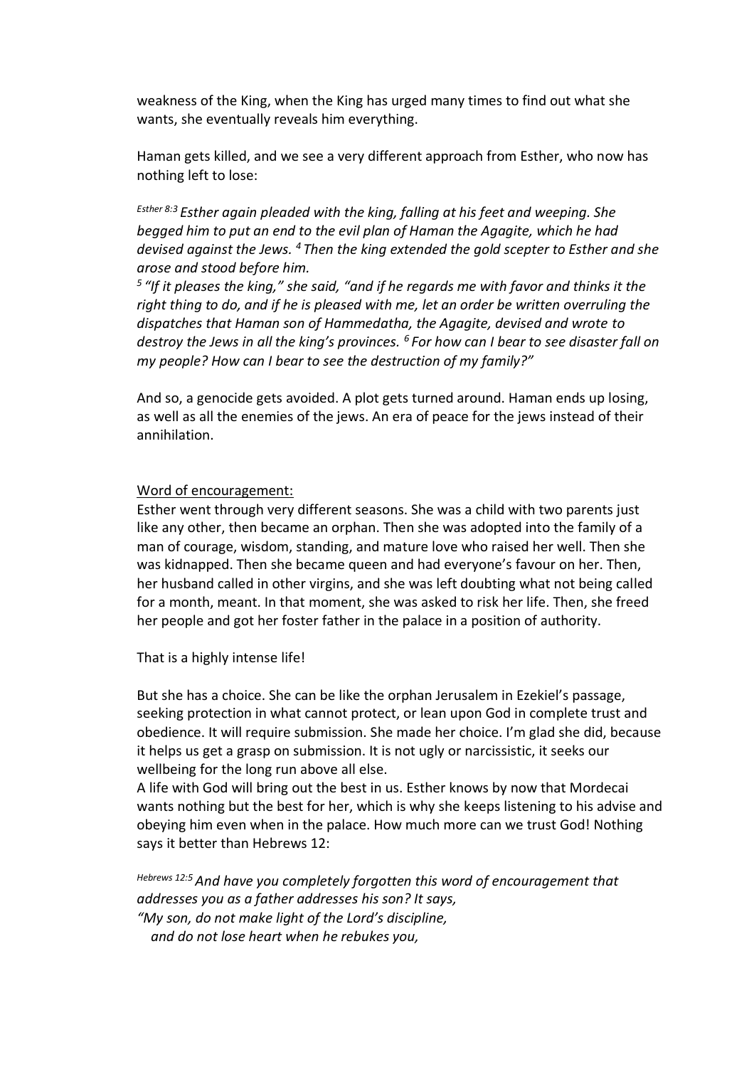weakness of the King, when the King has urged many times to find out what she wants, she eventually reveals him everything.

Haman gets killed, and we see a very different approach from Esther, who now has nothing left to lose:

*Esther 8:3 Esther again pleaded with the king, falling at his feet and weeping. She begged him to put an end to the evil plan of Haman the Agagite, which he had devised against the Jews. 4 Then the king extended the gold scepter to Esther and she arose and stood before him.*
*5 "If it pleases the king," she said, "and if he regards me with favor and thinks it the right thing to do, and if he is pleased with me, let an order be written overruling the dispatches that Haman son of Hammedatha, the Agagite, devised and wrote to destroy the Jews in all the king's provinces. 6 For how can I bear to see disaster fall on my people? How can I bear to see the destruction of my family?"*

And so, a genocide gets avoided. A plot gets turned around. Haman ends up losing, as well as all the enemies of the jews. An era of peace for the jews instead of their annihilation.

<u>Word of encouragement:</u>
Esther went through very different seasons. She was a child with two parents just like any other, then became an orphan. Then she was adopted into the family of a man of courage, wisdom, standing, and mature love who raised her well. Then she was kidnapped. Then she became queen and had everyone's favour on her. Then, her husband called in other virgins, and she was left doubting what not being called for a month, meant. In that moment, she was asked to risk her life. Then, she freed her people and got her foster father in the palace in a position of authority.

That is a highly intense life!

But she has a choice. She can be like the orphan Jerusalem in Ezekiel's passage, seeking protection in what cannot protect, or lean upon God in complete trust and obedience. It will require submission. She made her choice. I'm glad she did, because it helps us get a grasp on submission. It is not ugly or narcissistic, it seeks our wellbeing for the long run above all else.
A life with God will bring out the best in us. Esther knows by now that Mordecai wants nothing but the best for her, which is why she keeps listening to his advise and obeying him even when in the palace. How much more can we trust God! Nothing says it better than Hebrews 12:

*Hebrews 12:5 And have you completely forgotten this word of encouragement that addresses you as a father addresses his son? It says,*
*"My son, do not make light of the Lord's discipline,*
*and do not lose heart when he rebukes you,*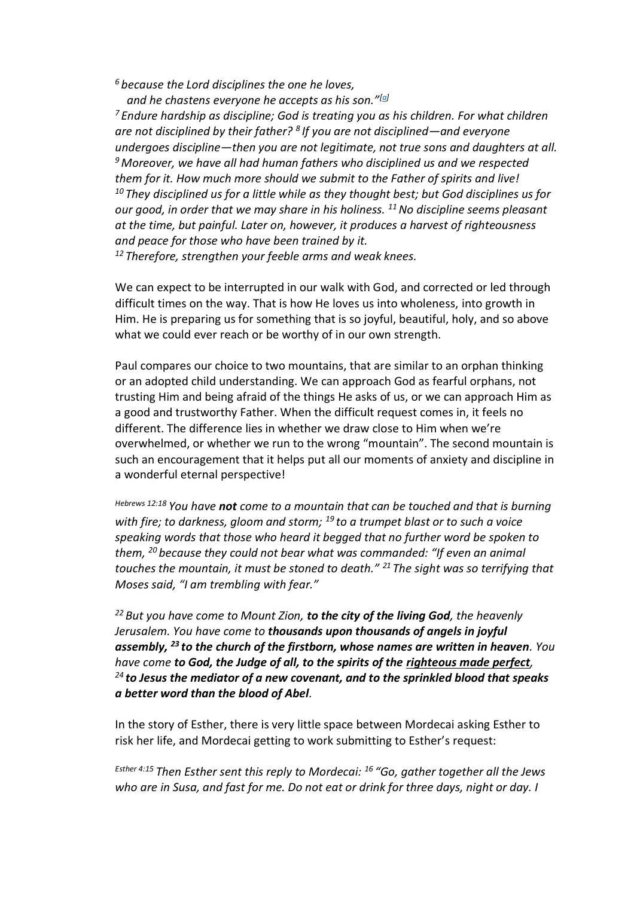*[6] because the Lord disciplines the one he loves,*
*and he chastens everyone he accepts as his son."[a]*
*[7] Endure hardship as discipline; God is treating you as his children. For what children are not disciplined by their father? [8] If you are not disciplined—and everyone undergoes discipline—then you are not legitimate, not true sons and daughters at all. [9] Moreover, we have all had human fathers who disciplined us and we respected them for it. How much more should we submit to the Father of spirits and live! [10] They disciplined us for a little while as they thought best; but God disciplines us for our good, in order that we may share in his holiness. [11] No discipline seems pleasant at the time, but painful. Later on, however, it produces a harvest of righteousness and peace for those who have been trained by it.*
*[12] Therefore, strengthen your feeble arms and weak knees.*

We can expect to be interrupted in our walk with God, and corrected or led through difficult times on the way. That is how He loves us into wholeness, into growth in Him. He is preparing us for something that is so joyful, beautiful, holy, and so above what we could ever reach or be worthy of in our own strength.

Paul compares our choice to two mountains, that are similar to an orphan thinking or an adopted child understanding. We can approach God as fearful orphans, not trusting Him and being afraid of the things He asks of us, or we can approach Him as a good and trustworthy Father. When the difficult request comes in, it feels no different. The difference lies in whether we draw close to Him when we're overwhelmed, or whether we run to the wrong "mountain". The second mountain is such an encouragement that it helps put all our moments of anxiety and discipline in a wonderful eternal perspective!

*[Hebrews 12:18] You have **not** come to a mountain that can be touched and that is burning with fire; to darkness, gloom and storm; [19] to a trumpet blast or to such a voice speaking words that those who heard it begged that no further word be spoken to them, [20] because they could not bear what was commanded: "If even an animal touches the mountain, it must be stoned to death." [21] The sight was so terrifying that Moses said, "I am trembling with fear."*

*[22] But you have come to Mount Zion, **to the city of the living God**, the heavenly Jerusalem. You have come to **thousands upon thousands of angels in joyful assembly, [23] to the church of the firstborn, whose names are written in heaven**. You have come **to God, the Judge of all, to the spirits of the <u>righteous made perfect</u>, [24] to Jesus the mediator of a new covenant, and to the sprinkled blood that speaks a better word than the blood of Abel**.*

In the story of Esther, there is very little space between Mordecai asking Esther to risk her life, and Mordecai getting to work submitting to Esther's request:

*[Esther 4:15] Then Esther sent this reply to Mordecai: [16] "Go, gather together all the Jews who are in Susa, and fast for me. Do not eat or drink for three days, night or day. I*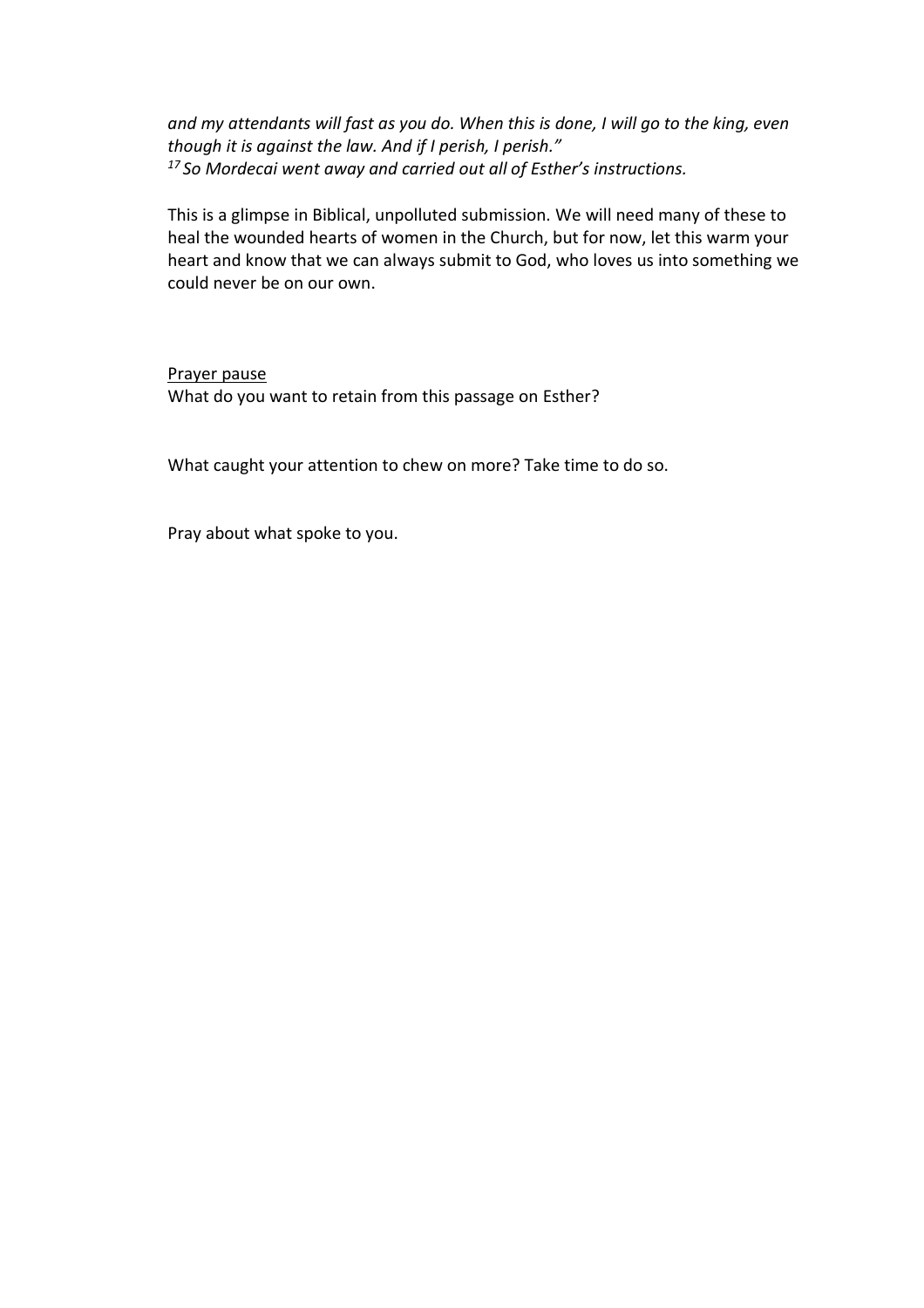*and my attendants will fast as you do. When this is done, I will go to the king, even though it is against the law. And if I perish, I perish."*
*[17] So Mordecai went away and carried out all of Esther's instructions.*

This is a glimpse in Biblical, unpolluted submission. We will need many of these to heal the wounded hearts of women in the Church, but for now, let this warm your heart and know that we can always submit to God, who loves us into something we could never be on our own.

<u>Prayer pause</u>
What do you want to retain from this passage on Esther?

What caught your attention to chew on more? Take time to do so.

Pray about what spoke to you.